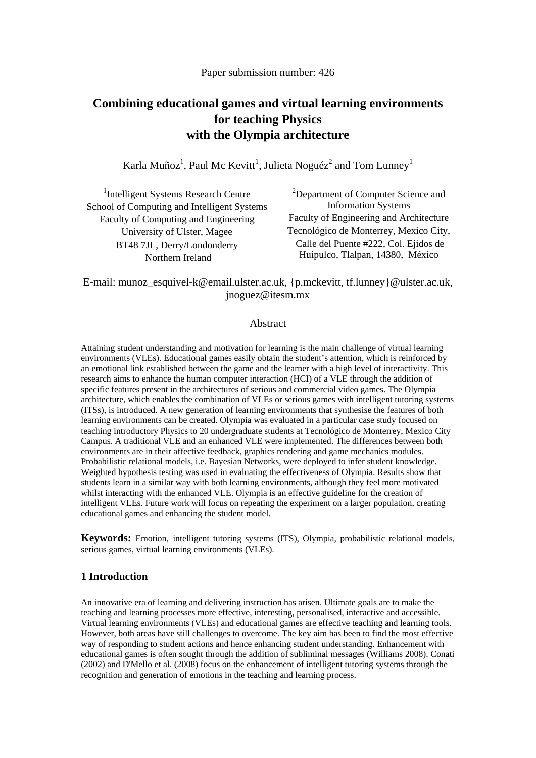Paper submission number: 426

# Combining educational games and virtual learning environments for teaching Physics with the Olympia architecture

Karla Muñoz[1], Paul Mc Kevitt[1], Julieta Noguéz[2] and Tom Lunney[1]

[1]Intelligent Systems Research Centre
School of Computing and Intelligent Systems
Faculty of Computing and Engineering
University of Ulster, Magee
BT48 7JL, Derry/Londonderry
Northern Ireland

[2]Department of Computer Science and Information Systems
Faculty of Engineering and Architecture
Tecnológico de Monterrey, Mexico City,
Calle del Puente #222, Col. Ejidos de Huipulco, Tlalpan, 14380, México

E-mail: munoz_esquivel-k@email.ulster.ac.uk, {p.mckevitt, tf.lunney}@ulster.ac.uk, jnoguez@itesm.mx

## Abstract

Attaining student understanding and motivation for learning is the main challenge of virtual learning environments (VLEs). Educational games easily obtain the student's attention, which is reinforced by an emotional link established between the game and the learner with a high level of interactivity. This research aims to enhance the human computer interaction (HCI) of a VLE through the addition of specific features present in the architectures of serious and commercial video games. The Olympia architecture, which enables the combination of VLEs or serious games with intelligent tutoring systems (ITSs), is introduced. A new generation of learning environments that synthesise the features of both learning environments can be created. Olympia was evaluated in a particular case study focused on teaching introductory Physics to 20 undergraduate students at Tecnológico de Monterrey, Mexico City Campus. A traditional VLE and an enhanced VLE were implemented. The differences between both environments are in their affective feedback, graphics rendering and game mechanics modules. Probabilistic relational models, i.e. Bayesian Networks, were deployed to infer student knowledge. Weighted hypothesis testing was used in evaluating the effectiveness of Olympia. Results show that students learn in a similar way with both learning environments, although they feel more motivated whilst interacting with the enhanced VLE. Olympia is an effective guideline for the creation of intelligent VLEs. Future work will focus on repeating the experiment on a larger population, creating educational games and enhancing the student model.

**Keywords:** Emotion, intelligent tutoring systems (ITS), Olympia, probabilistic relational models, serious games, virtual learning environments (VLEs).

## 1 Introduction

An innovative era of learning and delivering instruction has arisen. Ultimate goals are to make the teaching and learning processes more effective, interesting, personalised, interactive and accessible. Virtual learning environments (VLEs) and educational games are effective teaching and learning tools. However, both areas have still challenges to overcome. The key aim has been to find the most effective way of responding to student actions and hence enhancing student understanding. Enhancement with educational games is often sought through the addition of subliminal messages (Williams 2008). Conati (2002) and D'Mello et al. (2008) focus on the enhancement of intelligent tutoring systems through the recognition and generation of emotions in the teaching and learning process.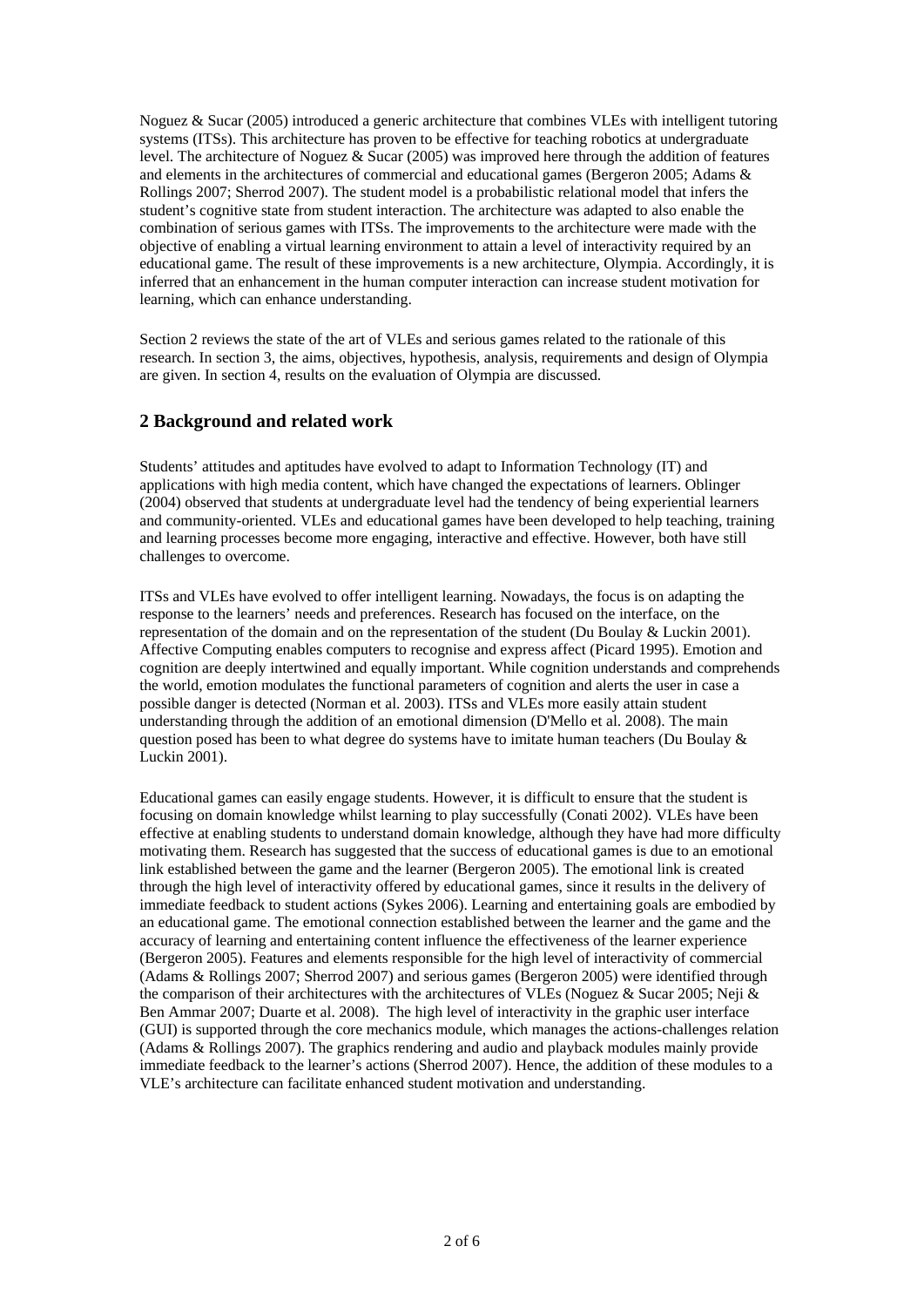Noguez & Sucar (2005) introduced a generic architecture that combines VLEs with intelligent tutoring systems (ITSs). This architecture has proven to be effective for teaching robotics at undergraduate level. The architecture of Noguez & Sucar (2005) was improved here through the addition of features and elements in the architectures of commercial and educational games (Bergeron 2005; Adams & Rollings 2007; Sherrod 2007). The student model is a probabilistic relational model that infers the student's cognitive state from student interaction. The architecture was adapted to also enable the combination of serious games with ITSs. The improvements to the architecture were made with the objective of enabling a virtual learning environment to attain a level of interactivity required by an educational game. The result of these improvements is a new architecture, Olympia. Accordingly, it is inferred that an enhancement in the human computer interaction can increase student motivation for learning, which can enhance understanding.

Section 2 reviews the state of the art of VLEs and serious games related to the rationale of this research. In section 3, the aims, objectives, hypothesis, analysis, requirements and design of Olympia are given. In section 4, results on the evaluation of Olympia are discussed.

## 2 Background and related work

Students' attitudes and aptitudes have evolved to adapt to Information Technology (IT) and applications with high media content, which have changed the expectations of learners. Oblinger (2004) observed that students at undergraduate level had the tendency of being experiential learners and community-oriented. VLEs and educational games have been developed to help teaching, training and learning processes become more engaging, interactive and effective. However, both have still challenges to overcome.

ITSs and VLEs have evolved to offer intelligent learning. Nowadays, the focus is on adapting the response to the learners' needs and preferences. Research has focused on the interface, on the representation of the domain and on the representation of the student (Du Boulay & Luckin 2001). Affective Computing enables computers to recognise and express affect (Picard 1995). Emotion and cognition are deeply intertwined and equally important. While cognition understands and comprehends the world, emotion modulates the functional parameters of cognition and alerts the user in case a possible danger is detected (Norman et al. 2003). ITSs and VLEs more easily attain student understanding through the addition of an emotional dimension (D'Mello et al. 2008). The main question posed has been to what degree do systems have to imitate human teachers (Du Boulay & Luckin 2001).

Educational games can easily engage students. However, it is difficult to ensure that the student is focusing on domain knowledge whilst learning to play successfully (Conati 2002). VLEs have been effective at enabling students to understand domain knowledge, although they have had more difficulty motivating them. Research has suggested that the success of educational games is due to an emotional link established between the game and the learner (Bergeron 2005). The emotional link is created through the high level of interactivity offered by educational games, since it results in the delivery of immediate feedback to student actions (Sykes 2006). Learning and entertaining goals are embodied by an educational game. The emotional connection established between the learner and the game and the accuracy of learning and entertaining content influence the effectiveness of the learner experience (Bergeron 2005). Features and elements responsible for the high level of interactivity of commercial (Adams & Rollings 2007; Sherrod 2007) and serious games (Bergeron 2005) were identified through the comparison of their architectures with the architectures of VLEs (Noguez & Sucar 2005; Neji & Ben Ammar 2007; Duarte et al. 2008). The high level of interactivity in the graphic user interface (GUI) is supported through the core mechanics module, which manages the actions-challenges relation (Adams & Rollings 2007). The graphics rendering and audio and playback modules mainly provide immediate feedback to the learner's actions (Sherrod 2007). Hence, the addition of these modules to a VLE's architecture can facilitate enhanced student motivation and understanding.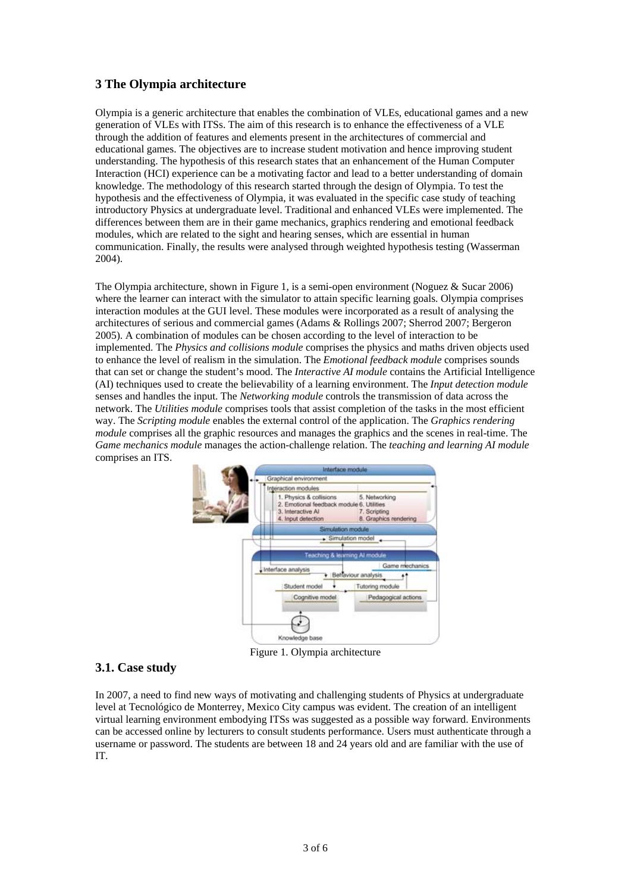## 3 The Olympia architecture

Olympia is a generic architecture that enables the combination of VLEs, educational games and a new generation of VLEs with ITSs. The aim of this research is to enhance the effectiveness of a VLE through the addition of features and elements present in the architectures of commercial and educational games. The objectives are to increase student motivation and hence improving student understanding. The hypothesis of this research states that an enhancement of the Human Computer Interaction (HCI) experience can be a motivating factor and lead to a better understanding of domain knowledge. The methodology of this research started through the design of Olympia. To test the hypothesis and the effectiveness of Olympia, it was evaluated in the specific case study of teaching introductory Physics at undergraduate level. Traditional and enhanced VLEs were implemented. The differences between them are in their game mechanics, graphics rendering and emotional feedback modules, which are related to the sight and hearing senses, which are essential in human communication. Finally, the results were analysed through weighted hypothesis testing (Wasserman 2004).

The Olympia architecture, shown in Figure 1, is a semi-open environment (Noguez & Sucar 2006) where the learner can interact with the simulator to attain specific learning goals. Olympia comprises interaction modules at the GUI level. These modules were incorporated as a result of analysing the architectures of serious and commercial games (Adams & Rollings 2007; Sherrod 2007; Bergeron 2005). A combination of modules can be chosen according to the level of interaction to be implemented. The *Physics and collisions module* comprises the physics and maths driven objects used to enhance the level of realism in the simulation. The *Emotional feedback module* comprises sounds that can set or change the student's mood. The *Interactive AI module* contains the Artificial Intelligence (AI) techniques used to create the believability of a learning environment. The *Input detection module* senses and handles the input. The *Networking module* controls the transmission of data across the network. The *Utilities module* comprises tools that assist completion of the tasks in the most efficient way. The *Scripting module* enables the external control of the application. The *Graphics rendering module* comprises all the graphic resources and manages the graphics and the scenes in real-time. The *Game mechanics module* manages the action-challenge relation. The *teaching and learning AI module* comprises an ITS.

Figure 1. Olympia architecture

### 3.1. Case study

In 2007, a need to find new ways of motivating and challenging students of Physics at undergraduate level at Tecnológico de Monterrey, Mexico City campus was evident. The creation of an intelligent virtual learning environment embodying ITSs was suggested as a possible way forward. Environments can be accessed online by lecturers to consult students performance. Users must authenticate through a username or password. The students are between 18 and 24 years old and are familiar with the use of IT.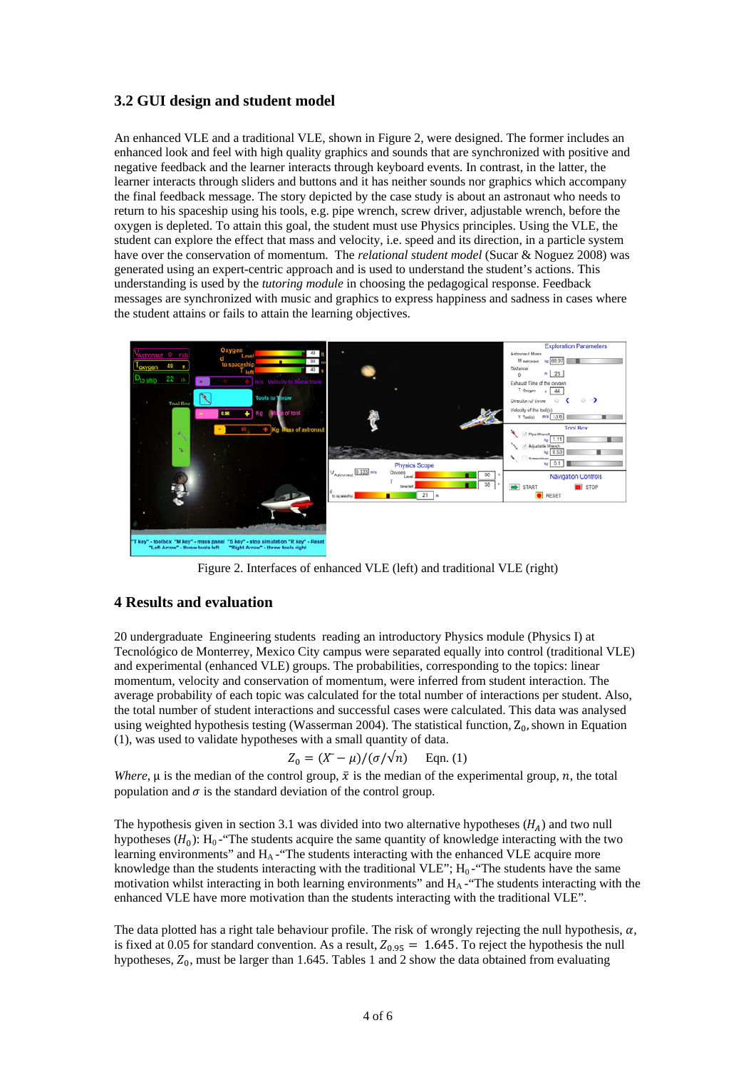## 3.2 GUI design and student model

An enhanced VLE and a traditional VLE, shown in Figure 2, were designed. The former includes an enhanced look and feel with high quality graphics and sounds that are synchronized with positive and negative feedback and the learner interacts through keyboard events. In contrast, in the latter, the learner interacts through sliders and buttons and it has neither sounds nor graphics which accompany the final feedback message. The story depicted by the case study is about an astronaut who needs to return to his spaceship using his tools, e.g. pipe wrench, screw driver, adjustable wrench, before the oxygen is depleted. To attain this goal, the student must use Physics principles. Using the VLE, the student can explore the effect that mass and velocity, i.e. speed and its direction, in a particle system have over the conservation of momentum. The *relational student model* (Sucar & Noguez 2008) was generated using an expert-centric approach and is used to understand the student's actions. This understanding is used by the *tutoring module* in choosing the pedagogical response. Feedback messages are synchronized with music and graphics to express happiness and sadness in cases where the student attains or fails to attain the learning objectives.

Figure 2. Interfaces of enhanced VLE (left) and traditional VLE (right)

## 4 Results and evaluation

20 undergraduate Engineering students reading an introductory Physics module (Physics I) at Tecnológico de Monterrey, Mexico City campus were separated equally into control (traditional VLE) and experimental (enhanced VLE) groups. The probabilities, corresponding to the topics: linear momentum, velocity and conservation of momentum, were inferred from student interaction. The average probability of each topic was calculated for the total number of interactions per student. Also, the total number of student interactions and successful cases were calculated. This data was analysed using weighted hypothesis testing (Wasserman 2004). The statistical function, $Z_0$, shown in Equation (1), was used to validate hypotheses with a small quantity of data.

$$Z_0 = (\bar{X} - \mu)/(\sigma/\sqrt{n}) \qquad \text{Eqn. (1)}$$

*Where*, μ is the median of the control group, $\bar{x}$ is the median of the experimental group, $n$, the total population and $\sigma$ is the standard deviation of the control group.

The hypothesis given in section 3.1 was divided into two alternative hypotheses ($H_A$) and two null hypotheses ($H_0$): $H_0$ -"The students acquire the same quantity of knowledge interacting with the two learning environments" and $H_A$ -"The students interacting with the enhanced VLE acquire more knowledge than the students interacting with the traditional VLE"; $H_0$ -"The students have the same motivation whilst interacting in both learning environments" and $H_A$ -"The students interacting with the enhanced VLE have more motivation than the students interacting with the traditional VLE".

The data plotted has a right tale behaviour profile. The risk of wrongly rejecting the null hypothesis, $\alpha$, is fixed at 0.05 for standard convention. As a result, $Z_{0.95} = 1.645$. To reject the hypothesis the null hypotheses, $Z_0$, must be larger than 1.645. Tables 1 and 2 show the data obtained from evaluating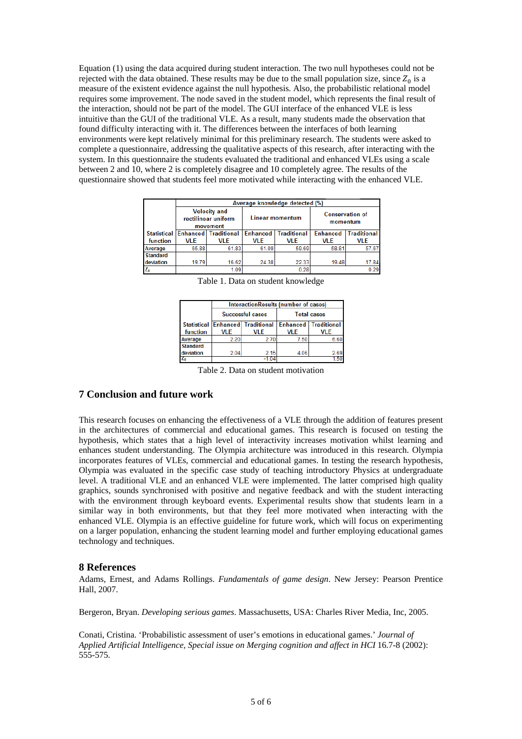Equation (1) using the data acquired during student interaction. The two null hypotheses could not be rejected with the data obtained. These results may be due to the small population size, since $Z_0$ is a measure of the existent evidence against the null hypothesis. Also, the probabilistic relational model requires some improvement. The node saved in the student model, which represents the final result of the interaction, should not be part of the model. The GUI interface of the enhanced VLE is less intuitive than the GUI of the traditional VLE. As a result, many students made the observation that found difficulty interacting with it. The differences between the interfaces of both learning environments were kept relatively minimal for this preliminary research. The students were asked to complete a questionnaire, addressing the qualitative aspects of this research, after interacting with the system. In this questionnaire the students evaluated the traditional and enhanced VLEs using a scale between 2 and 10, where 2 is completely disagree and 10 completely agree. The results of the questionnaire showed that students feel more motivated while interacting with the enhanced VLE.

| | Average knowledge detected (%) | | | | | |
|---|---|---|---|---|---|---|
| | Velocity and rectilinear uniform movement | | Linear momentum | | Conservation of momentum | |
| Statistical function | Enhanced VLE | Traditional VLE | Enhanced VLE | Traditional VLE | Enhanced VLE | Traditional VLE |
| Average | 65.88 | 61.83 | 61.09 | 59.69 | 58.81 | 57.67 |
| Standard deviation | 19.79 | 16.62 | 24.38 | 22.33 | 19.48 | 17.84 |
| $Z_0$ | | 1.09 | | 0.28 | | 0.29 |

Table 1. Data on student knowledge

| | InteractionResults (number of cases) | | | |
|---|---|---|---|---|
| | Successful cases | | Total cases | |
| Statistical function | Enhanced VLE | Traditional VLE | Enhanced VLE | Traditional VLE |
| Average | 2.20 | 2.70 | 7.50 | 6.60 |
| Standard deviation | 2.04 | 2.15 | 4.06 | 2.69 |
| $Z_0$ | | -1.04 | | 1.50 |

Table 2. Data on student motivation

## 7 Conclusion and future work

This research focuses on enhancing the effectiveness of a VLE through the addition of features present in the architectures of commercial and educational games. This research is focused on testing the hypothesis, which states that a high level of interactivity increases motivation whilst learning and enhances student understanding. The Olympia architecture was introduced in this research. Olympia incorporates features of VLEs, commercial and educational games. In testing the research hypothesis, Olympia was evaluated in the specific case study of teaching introductory Physics at undergraduate level. A traditional VLE and an enhanced VLE were implemented. The latter comprised high quality graphics, sounds synchronised with positive and negative feedback and with the student interacting with the environment through keyboard events. Experimental results show that students learn in a similar way in both environments, but that they feel more motivated when interacting with the enhanced VLE. Olympia is an effective guideline for future work, which will focus on experimenting on a larger population, enhancing the student learning model and further employing educational games technology and techniques.

## 8 References

Adams, Ernest, and Adams Rollings. *Fundamentals of game design*. New Jersey: Pearson Prentice Hall, 2007.

Bergeron, Bryan. *Developing serious games*. Massachusetts, USA: Charles River Media, Inc, 2005.

Conati, Cristina. 'Probabilistic assessment of user's emotions in educational games.' *Journal of Applied Artificial Intelligence, Special issue on Merging cognition and affect in HCI* 16.7-8 (2002): 555-575.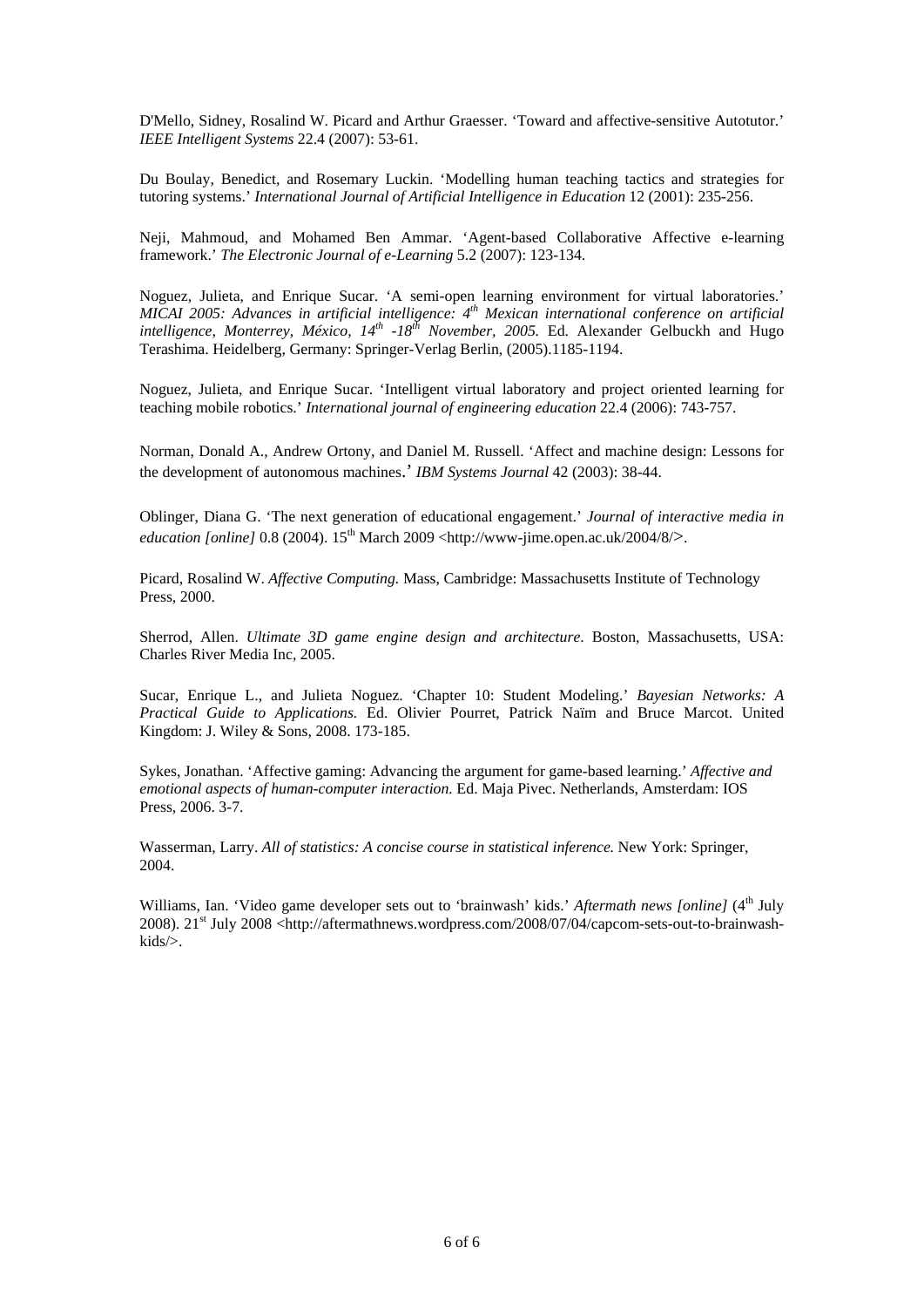D'Mello, Sidney, Rosalind W. Picard and Arthur Graesser. 'Toward and affective-sensitive Autotutor.' *IEEE Intelligent Systems* 22.4 (2007): 53-61.

Du Boulay, Benedict, and Rosemary Luckin. 'Modelling human teaching tactics and strategies for tutoring systems.' *International Journal of Artificial Intelligence in Education* 12 (2001): 235-256.

Neji, Mahmoud, and Mohamed Ben Ammar. 'Agent-based Collaborative Affective e-learning framework.' *The Electronic Journal of e-Learning* 5.2 (2007): 123-134.

Noguez, Julieta, and Enrique Sucar. 'A semi-open learning environment for virtual laboratories.' *MICAI 2005: Advances in artificial intelligence: 4th Mexican international conference on artificial intelligence, Monterrey, México, 14th -18th November, 2005.* Ed. Alexander Gelbuckh and Hugo Terashima. Heidelberg, Germany: Springer-Verlag Berlin, (2005).1185-1194.

Noguez, Julieta, and Enrique Sucar. 'Intelligent virtual laboratory and project oriented learning for teaching mobile robotics.' *International journal of engineering education* 22.4 (2006): 743-757.

Norman, Donald A., Andrew Ortony, and Daniel M. Russell. 'Affect and machine design: Lessons for the development of autonomous machines.' *IBM Systems Journal* 42 (2003): 38-44.

Oblinger, Diana G. 'The next generation of educational engagement.' *Journal of interactive media in education [online]* 0.8 (2004). 15th March 2009 <http://www-jime.open.ac.uk/2004/8/>.

Picard, Rosalind W. *Affective Computing.* Mass, Cambridge: Massachusetts Institute of Technology Press, 2000.

Sherrod, Allen. *Ultimate 3D game engine design and architecture*. Boston, Massachusetts, USA: Charles River Media Inc, 2005.

Sucar, Enrique L., and Julieta Noguez. 'Chapter 10: Student Modeling.' *Bayesian Networks: A Practical Guide to Applications.* Ed. Olivier Pourret, Patrick Naïm and Bruce Marcot. United Kingdom: J. Wiley & Sons, 2008. 173-185.

Sykes, Jonathan. 'Affective gaming: Advancing the argument for game-based learning.' *Affective and emotional aspects of human-computer interaction.* Ed. Maja Pivec. Netherlands, Amsterdam: IOS Press, 2006. 3-7.

Wasserman, Larry. *All of statistics: A concise course in statistical inference.* New York: Springer, 2004.

Williams, Ian. 'Video game developer sets out to 'brainwash' kids.' *Aftermath news [online]* (4th July 2008). 21st July 2008 <http://aftermathnews.wordpress.com/2008/07/04/capcom-sets-out-to-brainwash-kids/>.